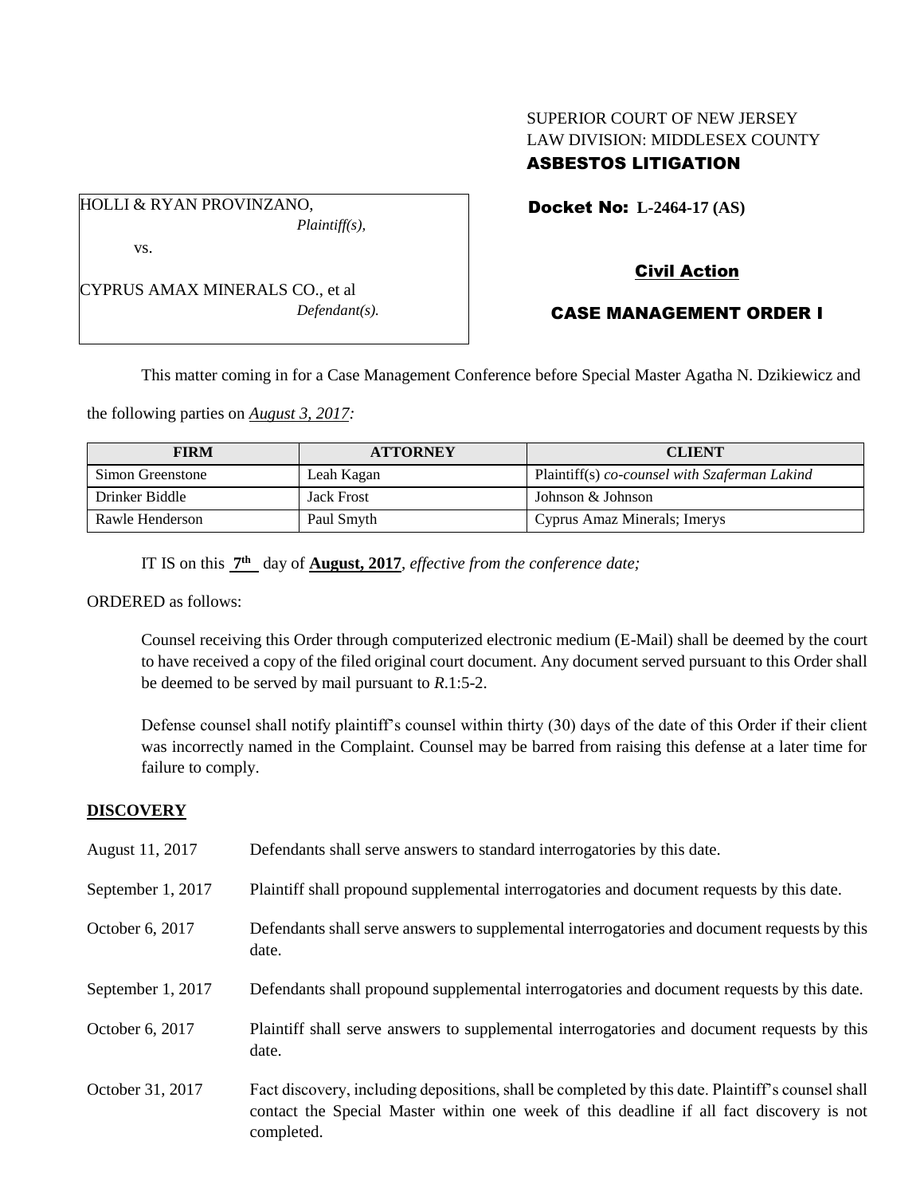SUPERIOR COURT OF NEW JERSEY
LAW DIVISION: MIDDLESEX COUNTY
**ASBESTOS LITIGATION**

HOLLI & RYAN PROVINZANO,
*Plaintiff(s),*

vs.

CYPRUS AMAX MINERALS CO., et al
*Defendant(s).*

**Docket No: L-2464-17 (AS)**

**Civil Action**

**CASE MANAGEMENT ORDER I**

This matter coming in for a Case Management Conference before Special Master Agatha N. Dzikiewicz and the following parties on *August 3, 2017:*

| FIRM | ATTORNEY | CLIENT |
|---|---|---|
| Simon Greenstone | Leah Kagan | Plaintiff(s) *co-counsel with Szaferman Lakind* |
| Drinker Biddle | Jack Frost | Johnson & Johnson |
| Rawle Henderson | Paul Smyth | Cyprus Amaz Minerals; Imerys |

IT IS on this **7th** day of **August, 2017**, *effective from the conference date;*

ORDERED as follows:

Counsel receiving this Order through computerized electronic medium (E-Mail) shall be deemed by the court to have received a copy of the filed original court document. Any document served pursuant to this Order shall be deemed to be served by mail pursuant to *R*.1:5-2.

Defense counsel shall notify plaintiff's counsel within thirty (30) days of the date of this Order if their client was incorrectly named in the Complaint. Counsel may be barred from raising this defense at a later time for failure to comply.

## DISCOVERY

| | |
|---|---|
| August 11, 2017 | Defendants shall serve answers to standard interrogatories by this date. |
| September 1, 2017 | Plaintiff shall propound supplemental interrogatories and document requests by this date. |
| October 6, 2017 | Defendants shall serve answers to supplemental interrogatories and document requests by this date. |
| September 1, 2017 | Defendants shall propound supplemental interrogatories and document requests by this date. |
| October 6, 2017 | Plaintiff shall serve answers to supplemental interrogatories and document requests by this date. |
| October 31, 2017 | Fact discovery, including depositions, shall be completed by this date. Plaintiff's counsel shall contact the Special Master within one week of this deadline if all fact discovery is not completed. |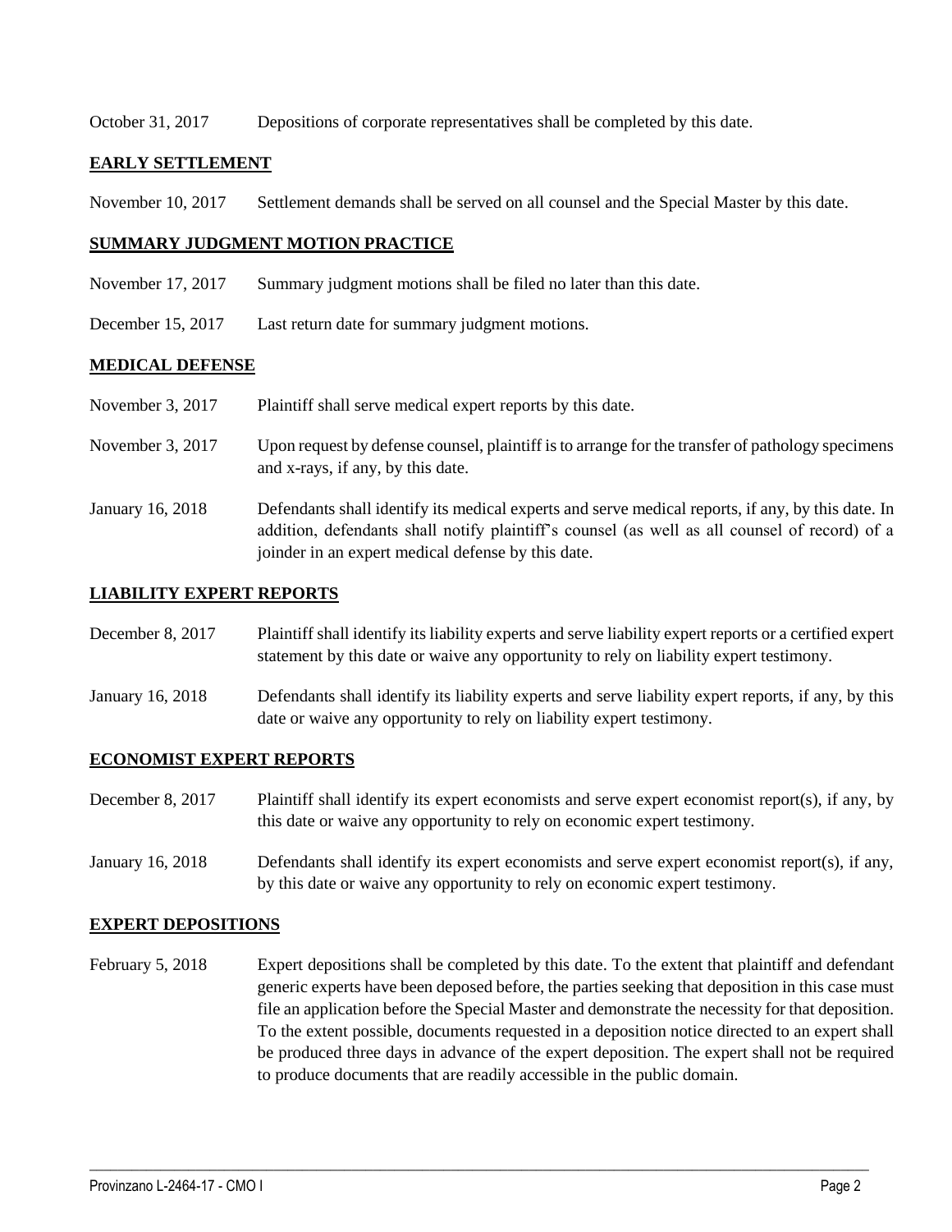October 31, 2017 Depositions of corporate representatives shall be completed by this date.

## EARLY SETTLEMENT

November 10, 2017 Settlement demands shall be served on all counsel and the Special Master by this date.

## SUMMARY JUDGMENT MOTION PRACTICE

November 17, 2017 Summary judgment motions shall be filed no later than this date.

December 15, 2017 Last return date for summary judgment motions.

## MEDICAL DEFENSE

November 3, 2017 Plaintiff shall serve medical expert reports by this date.

November 3, 2017 Upon request by defense counsel, plaintiff is to arrange for the transfer of pathology specimens and x-rays, if any, by this date.

January 16, 2018 Defendants shall identify its medical experts and serve medical reports, if any, by this date. In addition, defendants shall notify plaintiff's counsel (as well as all counsel of record) of a joinder in an expert medical defense by this date.

## LIABILITY EXPERT REPORTS

December 8, 2017 Plaintiff shall identify its liability experts and serve liability expert reports or a certified expert statement by this date or waive any opportunity to rely on liability expert testimony.

January 16, 2018 Defendants shall identify its liability experts and serve liability expert reports, if any, by this date or waive any opportunity to rely on liability expert testimony.

## ECONOMIST EXPERT REPORTS

December 8, 2017 Plaintiff shall identify its expert economists and serve expert economist report(s), if any, by this date or waive any opportunity to rely on economic expert testimony.

January 16, 2018 Defendants shall identify its expert economists and serve expert economist report(s), if any, by this date or waive any opportunity to rely on economic expert testimony.

## EXPERT DEPOSITIONS

February 5, 2018 Expert depositions shall be completed by this date. To the extent that plaintiff and defendant generic experts have been deposed before, the parties seeking that deposition in this case must file an application before the Special Master and demonstrate the necessity for that deposition. To the extent possible, documents requested in a deposition notice directed to an expert shall be produced three days in advance of the expert deposition. The expert shall not be required to produce documents that are readily accessible in the public domain.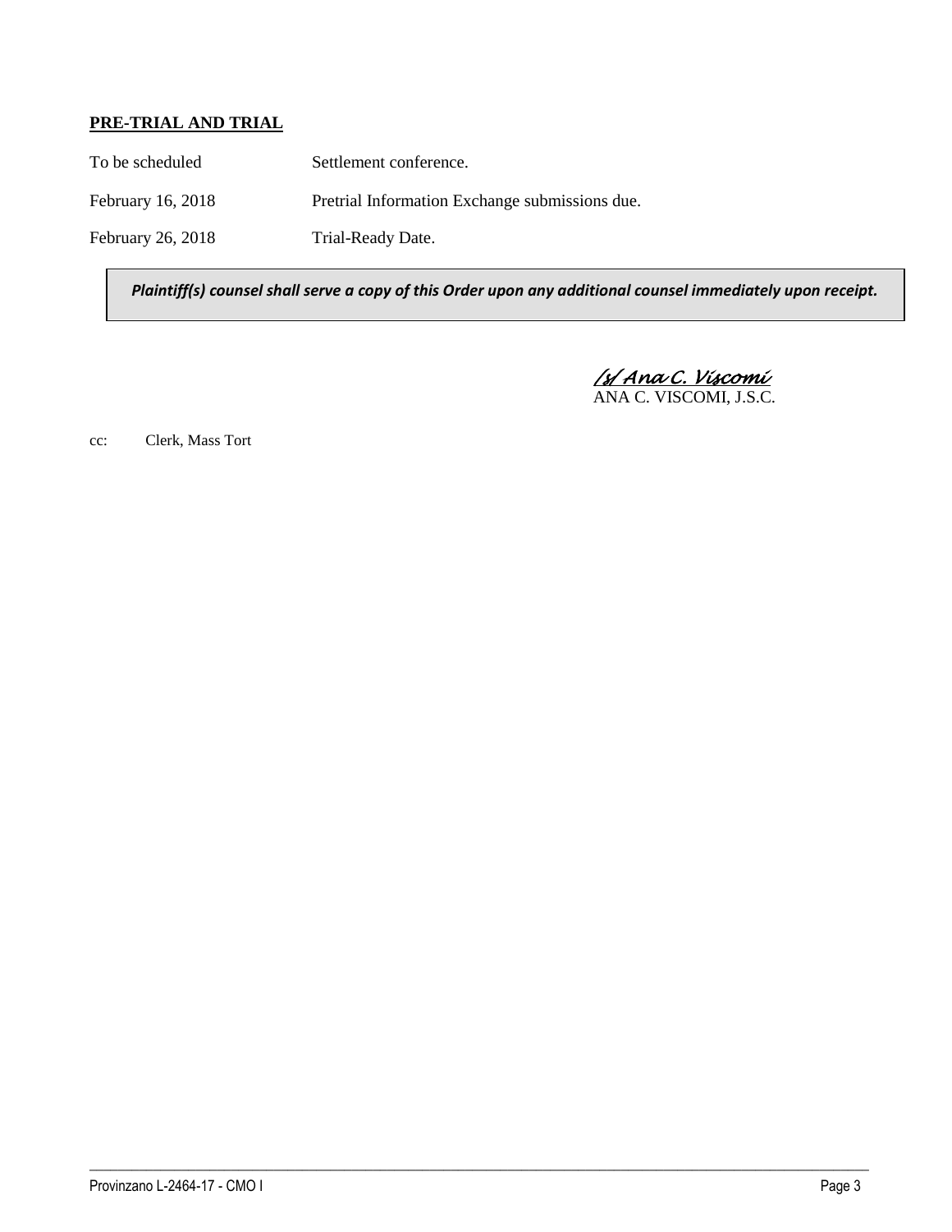**PRE-TRIAL AND TRIAL**

| | |
|---|---|
| To be scheduled | Settlement conference. |
| February 16, 2018 | Pretrial Information Exchange submissions due. |
| February 26, 2018 | Trial-Ready Date. |

***Plaintiff(s) counsel shall serve a copy of this Order upon any additional counsel immediately upon receipt.***

*/s/ Ana C. Viscomi*
ANA C. VISCOMI, J.S.C.

cc: Clerk, Mass Tort